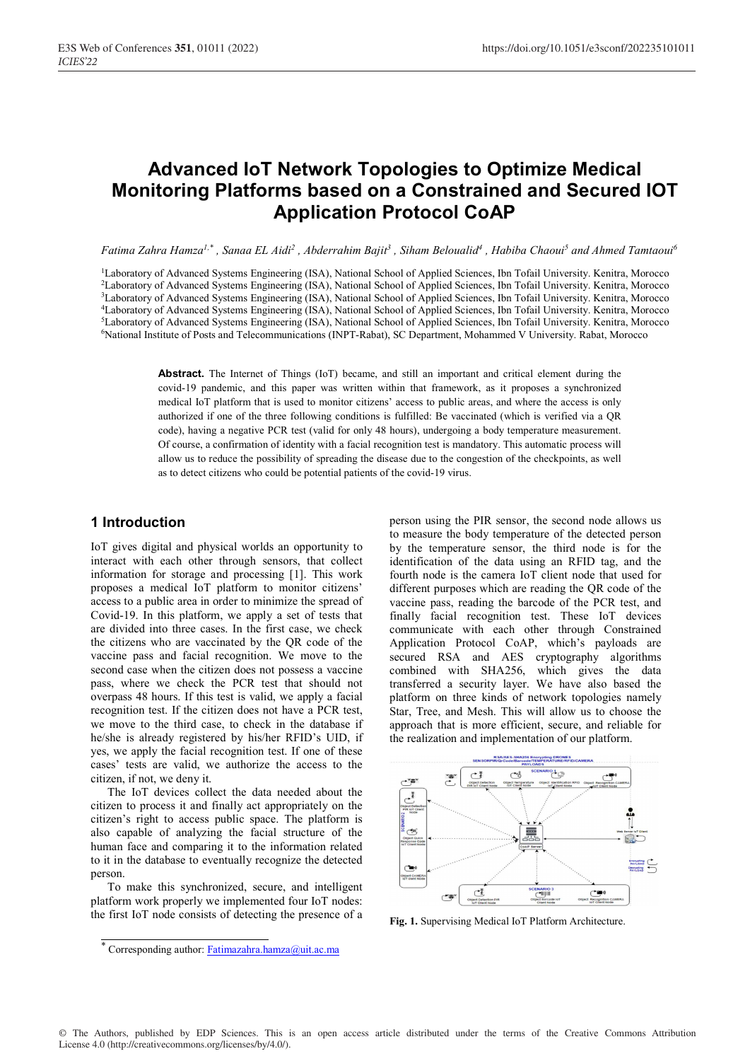# Advanced IoT Network Topologies to Optimize Medical Monitoring Platforms based on a Constrained and Secured IOT Application Protocol CoAP

*Fatima Zahra Hamza[1,*], Sanaa EL Aidi[2], Abderrahim Bajit[3], Siham Beloualid[4], Habiba Chaoui[5] and Ahmed Tamtaoui[6]*

[1]Laboratory of Advanced Systems Engineering (ISA), National School of Applied Sciences, Ibn Tofail University. Kenitra, Morocco
[2]Laboratory of Advanced Systems Engineering (ISA), National School of Applied Sciences, Ibn Tofail University. Kenitra, Morocco
[3]Laboratory of Advanced Systems Engineering (ISA), National School of Applied Sciences, Ibn Tofail University. Kenitra, Morocco
[4]Laboratory of Advanced Systems Engineering (ISA), National School of Applied Sciences, Ibn Tofail University. Kenitra, Morocco
[5]Laboratory of Advanced Systems Engineering (ISA), National School of Applied Sciences, Ibn Tofail University. Kenitra, Morocco
[6]National Institute of Posts and Telecommunications (INPT-Rabat), SC Department, Mohammed V University. Rabat, Morocco

**Abstract.** The Internet of Things (IoT) became, and still an important and critical element during the covid-19 pandemic, and this paper was written within that framework, as it proposes a synchronized medical IoT platform that is used to monitor citizens' access to public areas, and where the access is only authorized if one of the three following conditions is fulfilled: Be vaccinated (which is verified via a QR code), having a negative PCR test (valid for only 48 hours), undergoing a body temperature measurement. Of course, a confirmation of identity with a facial recognition test is mandatory. This automatic process will allow us to reduce the possibility of spreading the disease due to the congestion of the checkpoints, as well as to detect citizens who could be potential patients of the covid-19 virus.

## 1 Introduction

IoT gives digital and physical worlds an opportunity to interact with each other through sensors, that collect information for storage and processing [1]. This work proposes a medical IoT platform to monitor citizens' access to a public area in order to minimize the spread of Covid-19. In this platform, we apply a set of tests that are divided into three cases. In the first case, we check the citizens who are vaccinated by the QR code of the vaccine pass and facial recognition. We move to the second case when the citizen does not possess a vaccine pass, where we check the PCR test that should not overpass 48 hours. If this test is valid, we apply a facial recognition test. If the citizen does not have a PCR test, we move to the third case, to check in the database if he/she is already registered by his/her RFID's UID, if yes, we apply the facial recognition test. If one of these cases' tests are valid, we authorize the access to the citizen, if not, we deny it.

The IoT devices collect the data needed about the citizen to process it and finally act appropriately on the citizen's right to access public space. The platform is also capable of analyzing the facial structure of the human face and comparing it to the information related to it in the database to eventually recognize the detected person.

To make this synchronized, secure, and intelligent platform work properly we implemented four IoT nodes: the first IoT node consists of detecting the presence of a person using the PIR sensor, the second node allows us to measure the body temperature of the detected person by the temperature sensor, the third node is for the identification of the data using an RFID tag, and the fourth node is the camera IoT client node that used for different purposes which are reading the QR code of the vaccine pass, reading the barcode of the PCR test, and finally facial recognition test. These IoT devices communicate with each other through Constrained Application Protocol CoAP, which's payloads are secured RSA and AES cryptography algorithms combined with SHA256, which gives the data transferred a security layer. We have also based the platform on three kinds of network topologies namely Star, Tree, and Mesh. This will allow us to choose the approach that is more efficient, secure, and reliable for the realization and implementation of our platform.

**Fig. 1.** Supervising Medical IoT Platform Architecture.

* Corresponding author: Fatimazahra.hamza@uit.ac.ma

© The Authors, published by EDP Sciences. This is an open access article distributed under the terms of the Creative Commons Attribution License 4.0 (http://creativecommons.org/licenses/by/4.0/).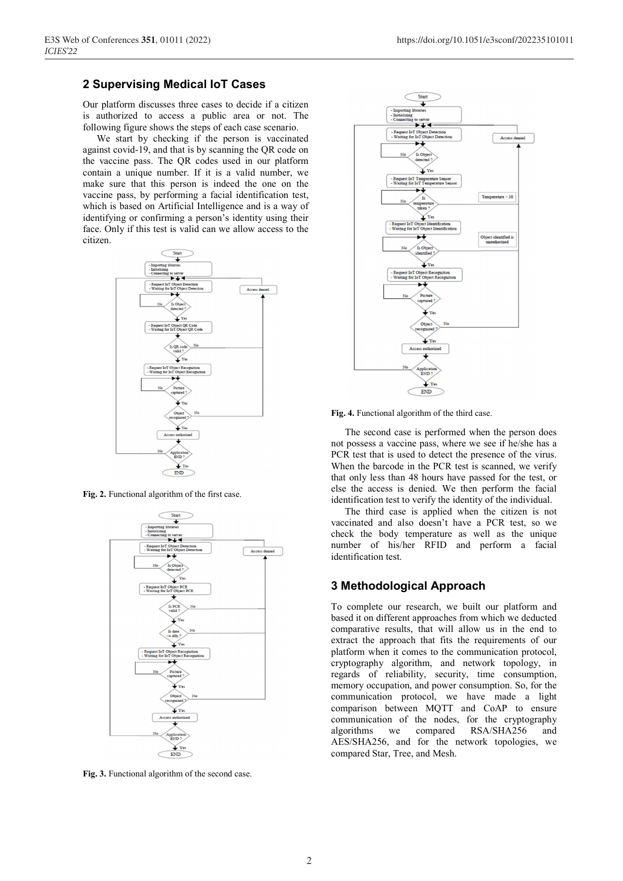## 2 Supervising Medical IoT Cases

Our platform discusses three cases to decide if a citizen is authorized to access a public area or not. The following figure shows the steps of each case scenario.

We start by checking if the person is vaccinated against covid-19, and that is by scanning the QR code on the vaccine pass. The QR codes used in our platform contain a unique number. If it is a valid number, we make sure that this person is indeed the one on the vaccine pass, by performing a facial identification test, which is based on Artificial Intelligence and is a way of identifying or confirming a person's identity using their face. Only if this test is valid can we allow access to the citizen.

**Fig. 2.** Functional algorithm of the first case.

**Fig. 3.** Functional algorithm of the second case.

**Fig. 4.** Functional algorithm of the third case.

The second case is performed when the person does not possess a vaccine pass, where we see if he/she has a PCR test that is used to detect the presence of the virus. When the barcode in the PCR test is scanned, we verify that only less than 48 hours have passed for the test, or else the access is denied. We then perform the facial identification test to verify the identity of the individual.

The third case is applied when the citizen is not vaccinated and also doesn't have a PCR test, so we check the body temperature as well as the unique number of his/her RFID and perform a facial identification test.

## 3 Methodological Approach

To complete our research, we built our platform and based it on different approaches from which we deducted comparative results, that will allow us in the end to extract the approach that fits the requirements of our platform when it comes to the communication protocol, cryptography algorithm, and network topology, in regards of reliability, security, time consumption, memory occupation, and power consumption. So, for the communication protocol, we have made a light comparison between MQTT and CoAP to ensure communication of the nodes, for the cryptography algorithms we compared RSA/SHA256 and AES/SHA256, and for the network topologies, we compared Star, Tree, and Mesh.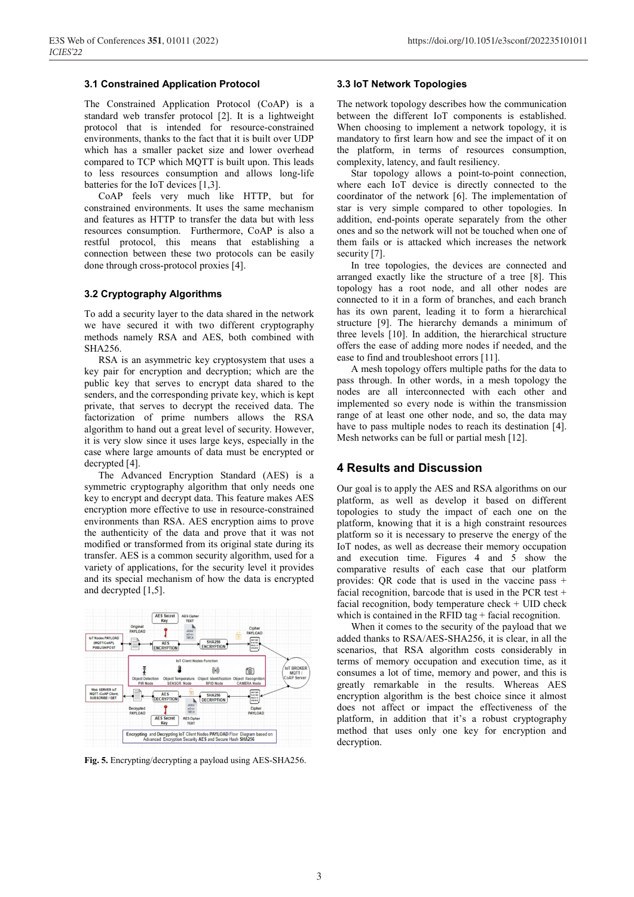### 3.1 Constrained Application Protocol

The Constrained Application Protocol (CoAP) is a standard web transfer protocol [2]. It is a lightweight protocol that is intended for resource-constrained environments, thanks to the fact that it is built over UDP which has a smaller packet size and lower overhead compared to TCP which MQTT is built upon. This leads to less resources consumption and allows long-life batteries for the IoT devices [1,3].

CoAP feels very much like HTTP, but for constrained environments. It uses the same mechanism and features as HTTP to transfer the data but with less resources consumption. Furthermore, CoAP is also a restful protocol, this means that establishing a connection between these two protocols can be easily done through cross-protocol proxies [4].

### 3.2 Cryptography Algorithms

To add a security layer to the data shared in the network we have secured it with two different cryptography methods namely RSA and AES, both combined with SHA256.

RSA is an asymmetric key cryptosystem that uses a key pair for encryption and decryption; which are the public key that serves to encrypt data shared to the senders, and the corresponding private key, which is kept private, that serves to decrypt the received data. The factorization of prime numbers allows the RSA algorithm to hand out a great level of security. However, it is very slow since it uses large keys, especially in the case where large amounts of data must be encrypted or decrypted [4].

The Advanced Encryption Standard (AES) is a symmetric cryptography algorithm that only needs one key to encrypt and decrypt data. This feature makes AES encryption more effective to use in resource-constrained environments than RSA. AES encryption aims to prove the authenticity of the data and prove that it was not modified or transformed from its original state during its transfer. AES is a common security algorithm, used for a variety of applications, for the security level it provides and its special mechanism of how the data is encrypted and decrypted [1,5].

**Fig. 5.** Encrypting/decrypting a payload using AES-SHA256.

### 3.3 IoT Network Topologies

The network topology describes how the communication between the different IoT components is established. When choosing to implement a network topology, it is mandatory to first learn how and see the impact of it on the platform, in terms of resources consumption, complexity, latency, and fault resiliency.

Star topology allows a point-to-point connection, where each IoT device is directly connected to the coordinator of the network [6]. The implementation of star is very simple compared to other topologies. In addition, end-points operate separately from the other ones and so the network will not be touched when one of them fails or is attacked which increases the network security [7].

In tree topologies, the devices are connected and arranged exactly like the structure of a tree [8]. This topology has a root node, and all other nodes are connected to it in a form of branches, and each branch has its own parent, leading it to form a hierarchical structure [9]. The hierarchy demands a minimum of three levels [10]. In addition, the hierarchical structure offers the ease of adding more nodes if needed, and the ease to find and troubleshoot errors [11].

A mesh topology offers multiple paths for the data to pass through. In other words, in a mesh topology the nodes are all interconnected with each other and implemented so every node is within the transmission range of at least one other node, and so, the data may have to pass multiple nodes to reach its destination [4]. Mesh networks can be full or partial mesh [12].

## 4 Results and Discussion

Our goal is to apply the AES and RSA algorithms on our platform, as well as develop it based on different topologies to study the impact of each one on the platform, knowing that it is a high constraint resources platform so it is necessary to preserve the energy of the IoT nodes, as well as decrease their memory occupation and execution time. Figures 4 and 5 show the comparative results of each case that our platform provides: QR code that is used in the vaccine pass + facial recognition, barcode that is used in the PCR test + facial recognition, body temperature check + UID check which is contained in the RFID tag + facial recognition.

When it comes to the security of the payload that we added thanks to RSA/AES-SHA256, it is clear, in all the scenarios, that RSA algorithm costs considerably in terms of memory occupation and execution time, as it consumes a lot of time, memory and power, and this is greatly remarkable in the results. Whereas AES encryption algorithm is the best choice since it almost does not affect or impact the effectiveness of the platform, in addition that it's a robust cryptography method that uses only one key for encryption and decryption.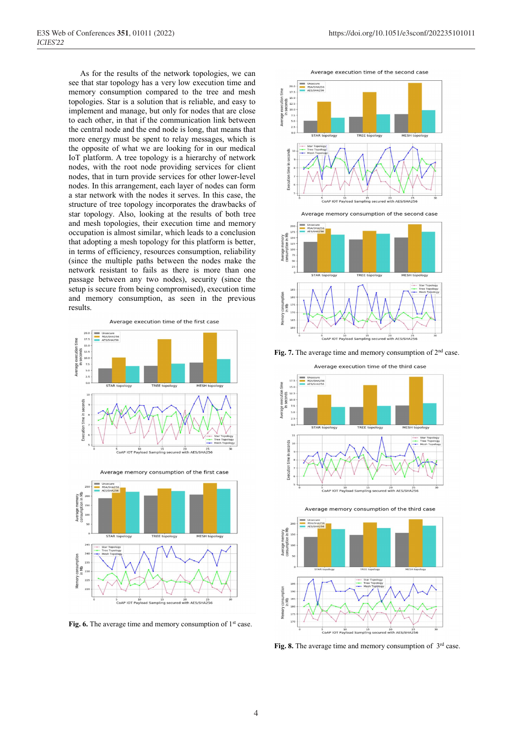As for the results of the network topologies, we can see that star topology has a very low execution time and memory consumption compared to the tree and mesh topologies. Star is a solution that is reliable, and easy to implement and manage, but only for nodes that are close to each other, in that if the communication link between the central node and the end node is long, that means that more energy must be spent to relay messages, which is the opposite of what we are looking for in our medical IoT platform. A tree topology is a hierarchy of network nodes, with the root node providing services for client nodes, that in turn provide services for other lower-level nodes. In this arrangement, each layer of nodes can form a star network with the nodes it serves. In this case, the structure of tree topology incorporates the drawbacks of star topology. Also, looking at the results of both tree and mesh topologies, their execution time and memory occupation is almost similar, which leads to a conclusion that adopting a mesh topology for this platform is better, in terms of efficiency, resources consumption, reliability (since the multiple paths between the nodes make the network resistant to fails as there is more than one passage between any two nodes), security (since the setup is secure from being compromised), execution time and memory consumption, as seen in the previous results.

**Fig. 6.** The average time and memory consumption of 1st case.

**Fig. 7.** The average time and memory consumption of 2nd case.

**Fig. 8.** The average time and memory consumption of 3rd case.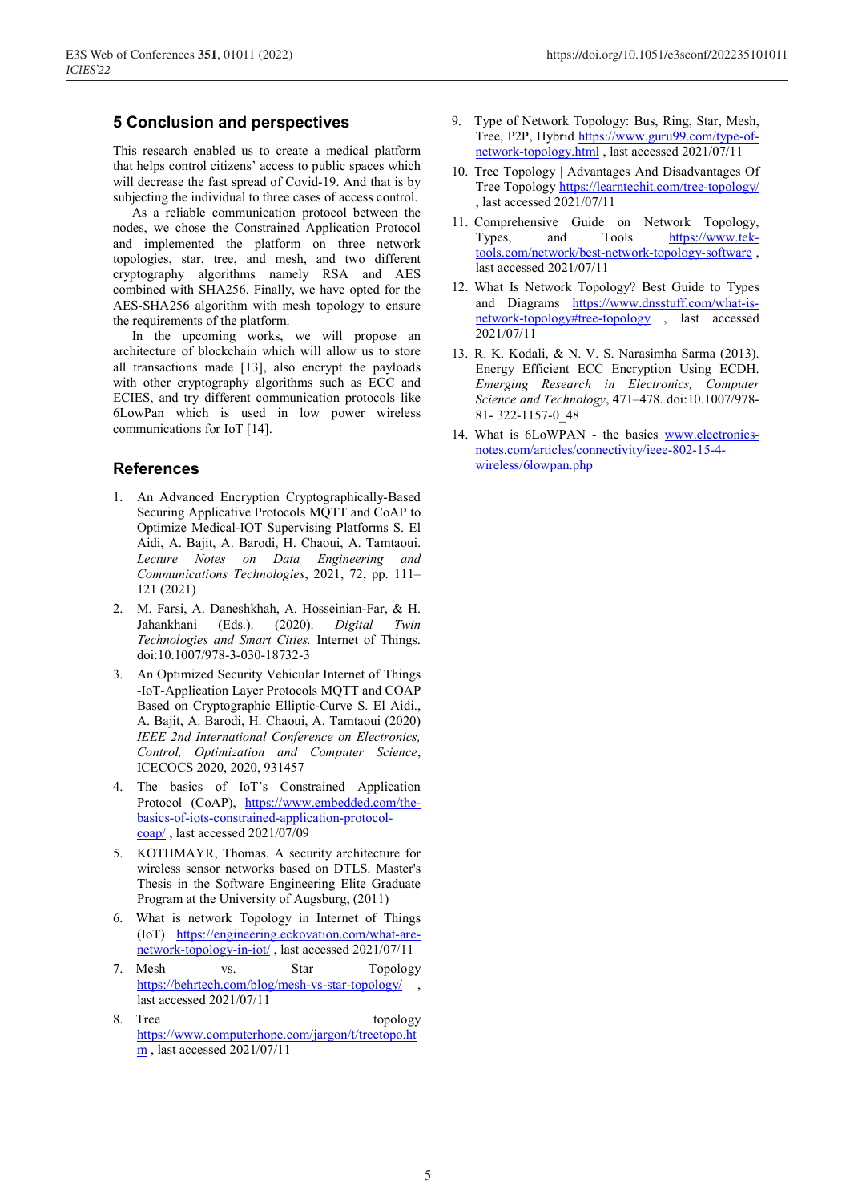## 5 Conclusion and perspectives

This research enabled us to create a medical platform that helps control citizens' access to public spaces which will decrease the fast spread of Covid-19. And that is by subjecting the individual to three cases of access control.

As a reliable communication protocol between the nodes, we chose the Constrained Application Protocol and implemented the platform on three network topologies, star, tree, and mesh, and two different cryptography algorithms namely RSA and AES combined with SHA256. Finally, we have opted for the AES-SHA256 algorithm with mesh topology to ensure the requirements of the platform.

In the upcoming works, we will propose an architecture of blockchain which will allow us to store all transactions made [13], also encrypt the payloads with other cryptography algorithms such as ECC and ECIES, and try different communication protocols like 6LowPan which is used in low power wireless communications for IoT [14].

## References

1. An Advanced Encryption Cryptographically-Based Securing Applicative Protocols MQTT and CoAP to Optimize Medical-IOT Supervising Platforms S. El Aidi, A. Bajit, A. Barodi, H. Chaoui, A. Tamtaoui. *Lecture Notes on Data Engineering and Communications Technologies*, 2021, 72, pp. 111–121 (2021)
2. M. Farsi, A. Daneshkhah, A. Hosseinian-Far, & H. Jahankhani (Eds.). (2020). *Digital Twin Technologies and Smart Cities.* Internet of Things. doi:10.1007/978-3-030-18732-3
3. An Optimized Security Vehicular Internet of Things -IoT-Application Layer Protocols MQTT and COAP Based on Cryptographic Elliptic-Curve S. El Aidi., A. Bajit, A. Barodi, H. Chaoui, A. Tamtaoui (2020) *IEEE 2nd International Conference on Electronics, Control, Optimization and Computer Science*, ICECOCS 2020, 2020, 931457
4. The basics of IoT's Constrained Application Protocol (CoAP), https://www.embedded.com/the-basics-of-iots-constrained-application-protocol-coap/ , last accessed 2021/07/09
5. KOTHMAYR, Thomas. A security architecture for wireless sensor networks based on DTLS. Master's Thesis in the Software Engineering Elite Graduate Program at the University of Augsburg, (2011)
6. What is network Topology in Internet of Things (IoT) https://engineering.eckovation.com/what-are-network-topology-in-iot/ , last accessed 2021/07/11
7. Mesh vs. Star Topology https://behrtech.com/blog/mesh-vs-star-topology/ , last accessed 2021/07/11
8. Tree topology https://www.computerhope.com/jargon/t/treetopo.htm , last accessed 2021/07/11
9. Type of Network Topology: Bus, Ring, Star, Mesh, Tree, P2P, Hybrid https://www.guru99.com/type-of-network-topology.html , last accessed 2021/07/11
10. Tree Topology | Advantages And Disadvantages Of Tree Topology https://learntechit.com/tree-topology/ , last accessed 2021/07/11
11. Comprehensive Guide on Network Topology, Types, and Tools https://www.tek-tools.com/network/best-network-topology-software , last accessed 2021/07/11
12. What Is Network Topology? Best Guide to Types and Diagrams https://www.dnsstuff.com/what-is-network-topology#tree-topology , last accessed 2021/07/11
13. R. K. Kodali, & N. V. S. Narasimha Sarma (2013). Energy Efficient ECC Encryption Using ECDH. *Emerging Research in Electronics, Computer Science and Technology*, 471–478. doi:10.1007/978-81- 322-1157-0_48
14. What is 6LoWPAN - the basics www.electronics-notes.com/articles/connectivity/ieee-802-15-4-wireless/6lowpan.php